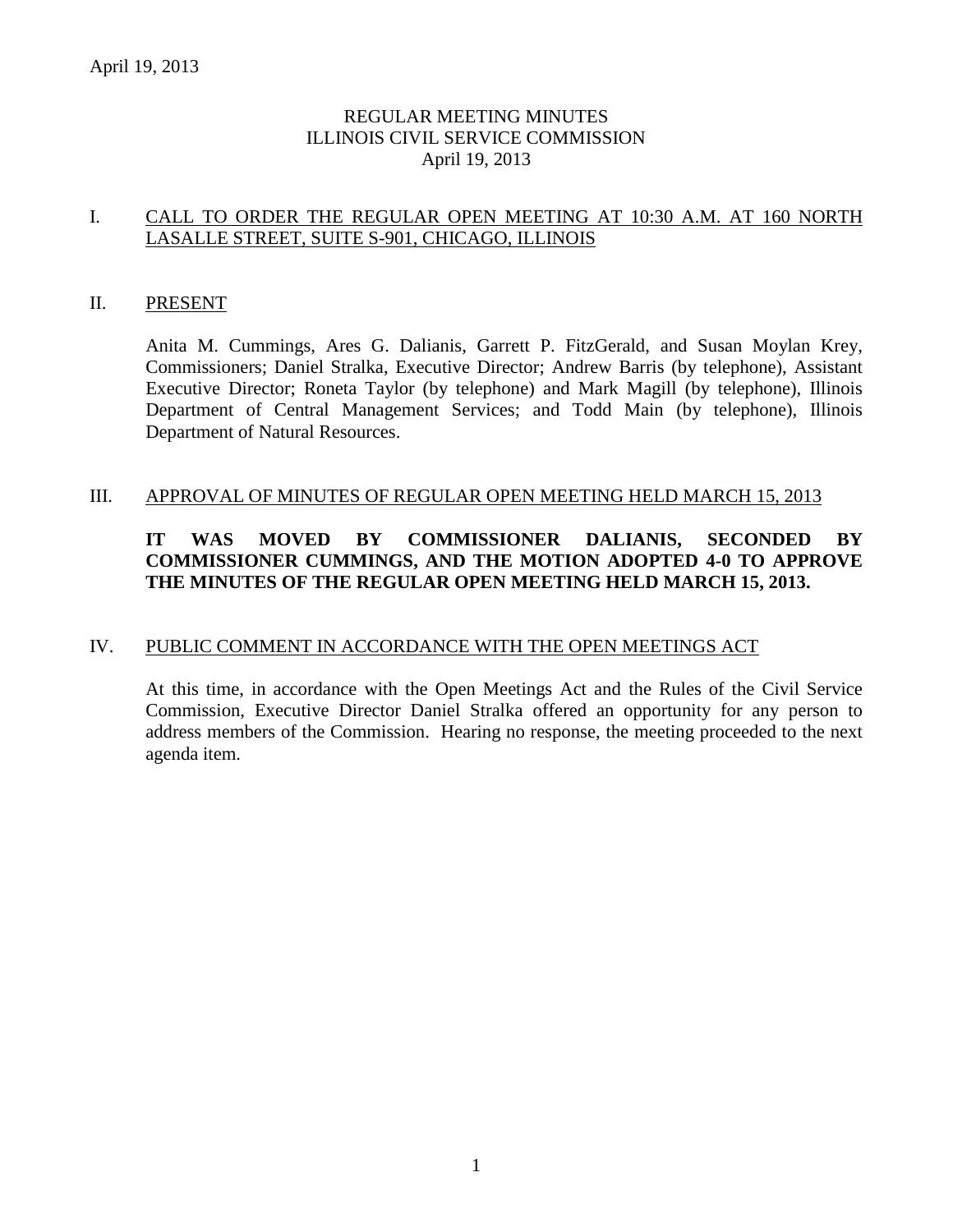# REGULAR MEETING MINUTES
# ILLINOIS CIVIL SERVICE COMMISSION
# April 19, 2013

## I. CALL TO ORDER THE REGULAR OPEN MEETING AT 10:30 A.M. AT 160 NORTH LASALLE STREET, SUITE S-901, CHICAGO, ILLINOIS

## II. PRESENT

Anita M. Cummings, Ares G. Dalianis, Garrett P. FitzGerald, and Susan Moylan Krey, Commissioners; Daniel Stralka, Executive Director; Andrew Barris (by telephone), Assistant Executive Director; Roneta Taylor (by telephone) and Mark Magill (by telephone), Illinois Department of Central Management Services; and Todd Main (by telephone), Illinois Department of Natural Resources.

## III. APPROVAL OF MINUTES OF REGULAR OPEN MEETING HELD MARCH 15, 2013

**IT WAS MOVED BY COMMISSIONER DALIANIS, SECONDED BY COMMISSIONER CUMMINGS, AND THE MOTION ADOPTED 4-0 TO APPROVE THE MINUTES OF THE REGULAR OPEN MEETING HELD MARCH 15, 2013.**

## IV. PUBLIC COMMENT IN ACCORDANCE WITH THE OPEN MEETINGS ACT

At this time, in accordance with the Open Meetings Act and the Rules of the Civil Service Commission, Executive Director Daniel Stralka offered an opportunity for any person to address members of the Commission. Hearing no response, the meeting proceeded to the next agenda item.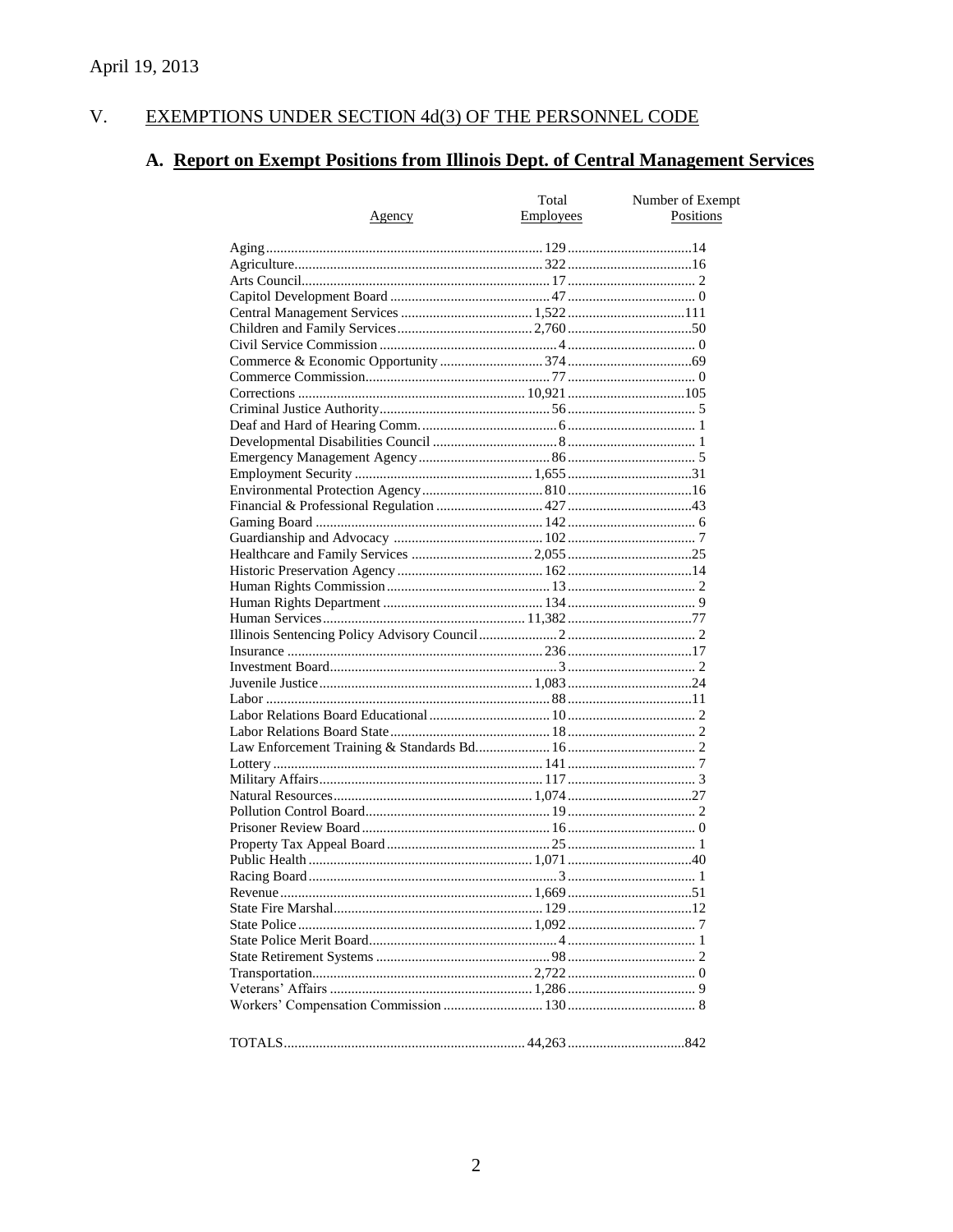April 19, 2013

## V. EXEMPTIONS UNDER SECTION 4d(3) OF THE PERSONNEL CODE

### A. **Report on Exempt Positions from Illinois Dept. of Central Management Services**

| Agency | Total Employees | Number of Exempt Positions |
|---|---|---|
| Aging | 129 | 14 |
| Agriculture | 322 | 16 |
| Arts Council | 17 | 2 |
| Capitol Development Board | 47 | 0 |
| Central Management Services | 1,522 | 111 |
| Children and Family Services | 2,760 | 50 |
| Civil Service Commission | 4 | 0 |
| Commerce & Economic Opportunity | 374 | 69 |
| Commerce Commission | 77 | 0 |
| Corrections | 10,921 | 105 |
| Criminal Justice Authority | 56 | 5 |
| Deaf and Hard of Hearing Comm. | 6 | 1 |
| Developmental Disabilities Council | 8 | 1 |
| Emergency Management Agency | 86 | 5 |
| Employment Security | 1,655 | 31 |
| Environmental Protection Agency | 810 | 16 |
| Financial & Professional Regulation | 427 | 43 |
| Gaming Board | 142 | 6 |
| Guardianship and Advocacy | 102 | 7 |
| Healthcare and Family Services | 2,055 | 25 |
| Historic Preservation Agency | 162 | 14 |
| Human Rights Commission | 13 | 2 |
| Human Rights Department | 134 | 9 |
| Human Services | 11,382 | 77 |
| Illinois Sentencing Policy Advisory Council | 2 | 2 |
| Insurance | 236 | 17 |
| Investment Board | 3 | 2 |
| Juvenile Justice | 1,083 | 24 |
| Labor | 88 | 11 |
| Labor Relations Board Educational | 10 | 2 |
| Labor Relations Board State | 18 | 2 |
| Law Enforcement Training & Standards Bd. | 16 | 2 |
| Lottery | 141 | 7 |
| Military Affairs | 117 | 3 |
| Natural Resources | 1,074 | 27 |
| Pollution Control Board | 19 | 2 |
| Prisoner Review Board | 16 | 0 |
| Property Tax Appeal Board | 25 | 1 |
| Public Health | 1,071 | 40 |
| Racing Board | 3 | 1 |
| Revenue | 1,669 | 51 |
| State Fire Marshal | 129 | 12 |
| State Police | 1,092 | 7 |
| State Police Merit Board | 4 | 1 |
| State Retirement Systems | 98 | 2 |
| Transportation | 2,722 | 0 |
| Veterans' Affairs | 1,286 | 9 |
| Workers' Compensation Commission | 130 | 8 |
| TOTALS | 44,263 | 842 |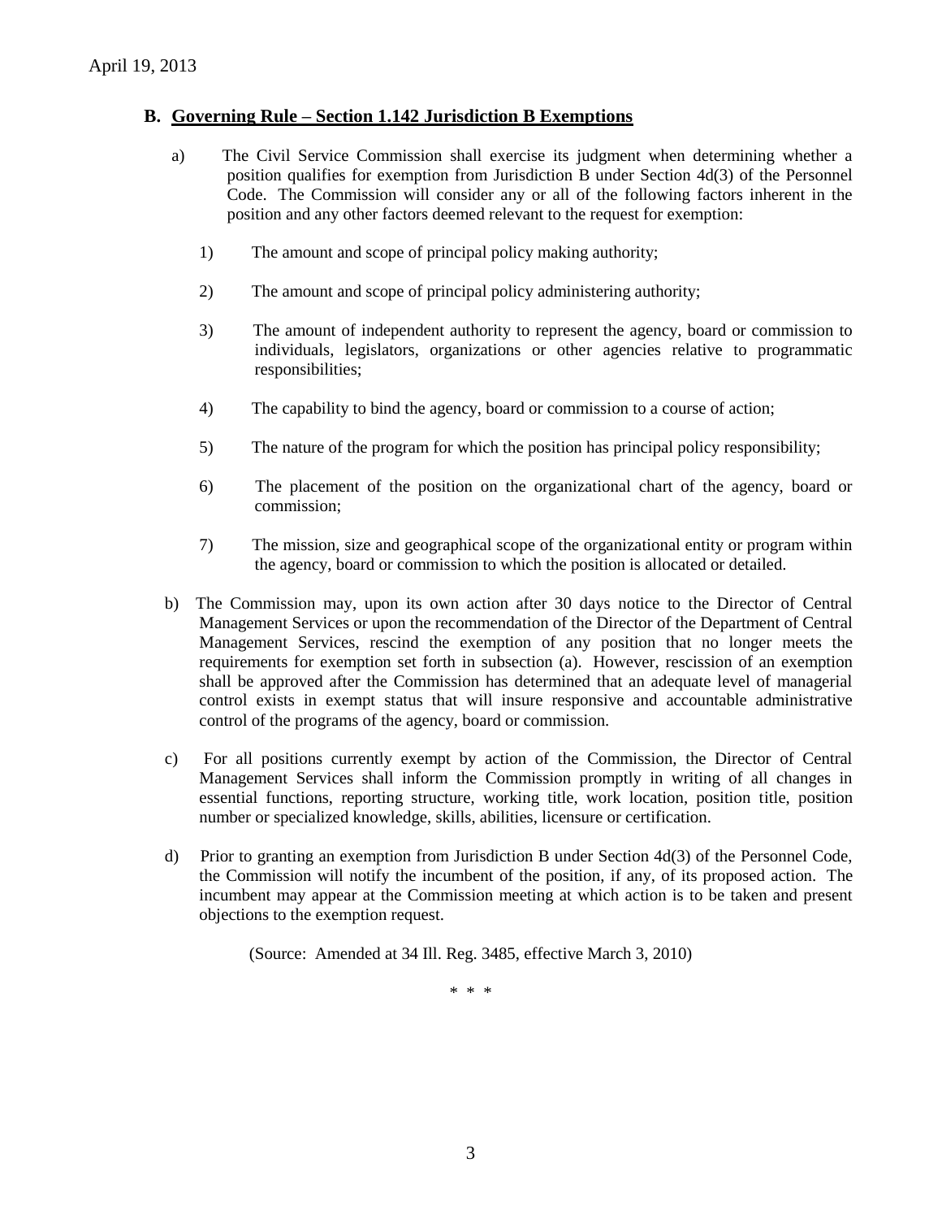## B. Governing Rule – Section 1.142 Jurisdiction B Exemptions

a) The Civil Service Commission shall exercise its judgment when determining whether a position qualifies for exemption from Jurisdiction B under Section 4d(3) of the Personnel Code. The Commission will consider any or all of the following factors inherent in the position and any other factors deemed relevant to the request for exemption:

1) The amount and scope of principal policy making authority;

2) The amount and scope of principal policy administering authority;

3) The amount of independent authority to represent the agency, board or commission to individuals, legislators, organizations or other agencies relative to programmatic responsibilities;

4) The capability to bind the agency, board or commission to a course of action;

5) The nature of the program for which the position has principal policy responsibility;

6) The placement of the position on the organizational chart of the agency, board or commission;

7) The mission, size and geographical scope of the organizational entity or program within the agency, board or commission to which the position is allocated or detailed.

b) The Commission may, upon its own action after 30 days notice to the Director of Central Management Services or upon the recommendation of the Director of the Department of Central Management Services, rescind the exemption of any position that no longer meets the requirements for exemption set forth in subsection (a). However, rescission of an exemption shall be approved after the Commission has determined that an adequate level of managerial control exists in exempt status that will insure responsive and accountable administrative control of the programs of the agency, board or commission.

c) For all positions currently exempt by action of the Commission, the Director of Central Management Services shall inform the Commission promptly in writing of all changes in essential functions, reporting structure, working title, work location, position title, position number or specialized knowledge, skills, abilities, licensure or certification.

d) Prior to granting an exemption from Jurisdiction B under Section 4d(3) of the Personnel Code, the Commission will notify the incumbent of the position, if any, of its proposed action. The incumbent may appear at the Commission meeting at which action is to be taken and present objections to the exemption request.

(Source: Amended at 34 Ill. Reg. 3485, effective March 3, 2010)

\* \* \*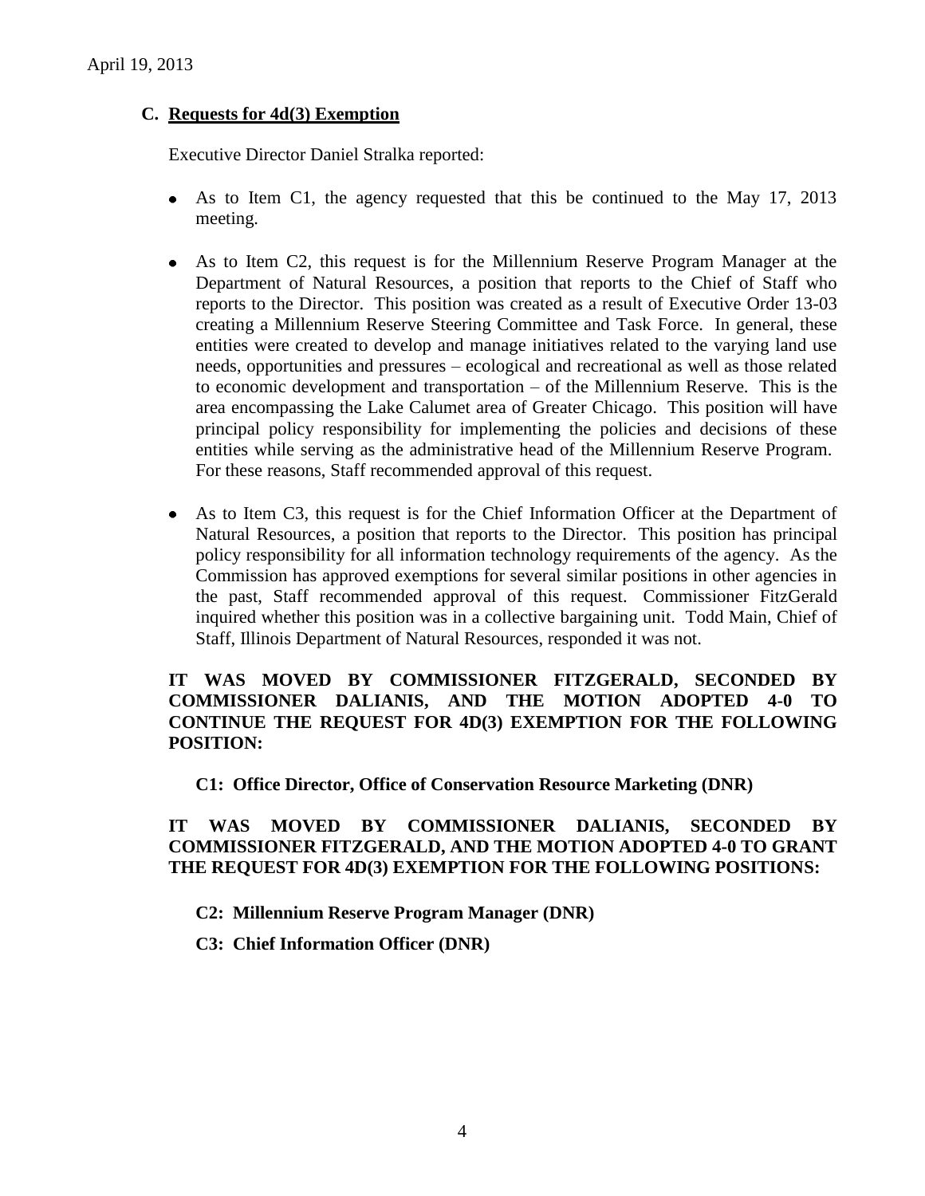April 19, 2013

### C. Requests for 4d(3) Exemption

Executive Director Daniel Stralka reported:

- As to Item C1, the agency requested that this be continued to the May 17, 2013 meeting.

- As to Item C2, this request is for the Millennium Reserve Program Manager at the Department of Natural Resources, a position that reports to the Chief of Staff who reports to the Director. This position was created as a result of Executive Order 13-03 creating a Millennium Reserve Steering Committee and Task Force. In general, these entities were created to develop and manage initiatives related to the varying land use needs, opportunities and pressures – ecological and recreational as well as those related to economic development and transportation – of the Millennium Reserve. This is the area encompassing the Lake Calumet area of Greater Chicago. This position will have principal policy responsibility for implementing the policies and decisions of these entities while serving as the administrative head of the Millennium Reserve Program. For these reasons, Staff recommended approval of this request.

- As to Item C3, this request is for the Chief Information Officer at the Department of Natural Resources, a position that reports to the Director. This position has principal policy responsibility for all information technology requirements of the agency. As the Commission has approved exemptions for several similar positions in other agencies in the past, Staff recommended approval of this request. Commissioner FitzGerald inquired whether this position was in a collective bargaining unit. Todd Main, Chief of Staff, Illinois Department of Natural Resources, responded it was not.

**IT WAS MOVED BY COMMISSIONER FITZGERALD, SECONDED BY COMMISSIONER DALIANIS, AND THE MOTION ADOPTED 4-0 TO CONTINUE THE REQUEST FOR 4D(3) EXEMPTION FOR THE FOLLOWING POSITION:**

**C1: Office Director, Office of Conservation Resource Marketing (DNR)**

**IT WAS MOVED BY COMMISSIONER DALIANIS, SECONDED BY COMMISSIONER FITZGERALD, AND THE MOTION ADOPTED 4-0 TO GRANT THE REQUEST FOR 4D(3) EXEMPTION FOR THE FOLLOWING POSITIONS:**

**C2: Millennium Reserve Program Manager (DNR)**

**C3: Chief Information Officer (DNR)**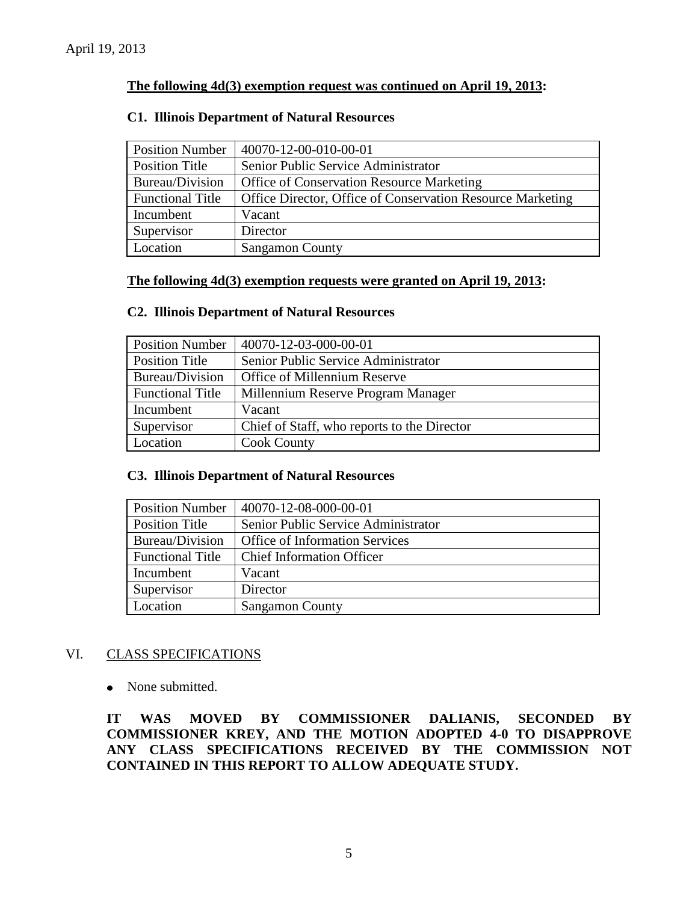April 19, 2013

**The following 4d(3) exemption request was continued on April 19, 2013:**

### C1. Illinois Department of Natural Resources

| Position Number | 40070-12-00-010-00-01 |
|---|---|
| Position Title | Senior Public Service Administrator |
| Bureau/Division | Office of Conservation Resource Marketing |
| Functional Title | Office Director, Office of Conservation Resource Marketing |
| Incumbent | Vacant |
| Supervisor | Director |
| Location | Sangamon County |

**The following 4d(3) exemption requests were granted on April 19, 2013:**

### C2. Illinois Department of Natural Resources

| Position Number | 40070-12-03-000-00-01 |
|---|---|
| Position Title | Senior Public Service Administrator |
| Bureau/Division | Office of Millennium Reserve |
| Functional Title | Millennium Reserve Program Manager |
| Incumbent | Vacant |
| Supervisor | Chief of Staff, who reports to the Director |
| Location | Cook County |

### C3. Illinois Department of Natural Resources

| Position Number | 40070-12-08-000-00-01 |
|---|---|
| Position Title | Senior Public Service Administrator |
| Bureau/Division | Office of Information Services |
| Functional Title | Chief Information Officer |
| Incumbent | Vacant |
| Supervisor | Director |
| Location | Sangamon County |

## VI. CLASS SPECIFICATIONS

- None submitted.

**IT WAS MOVED BY COMMISSIONER DALIANIS, SECONDED BY COMMISSIONER KREY, AND THE MOTION ADOPTED 4-0 TO DISAPPROVE ANY CLASS SPECIFICATIONS RECEIVED BY THE COMMISSION NOT CONTAINED IN THIS REPORT TO ALLOW ADEQUATE STUDY.**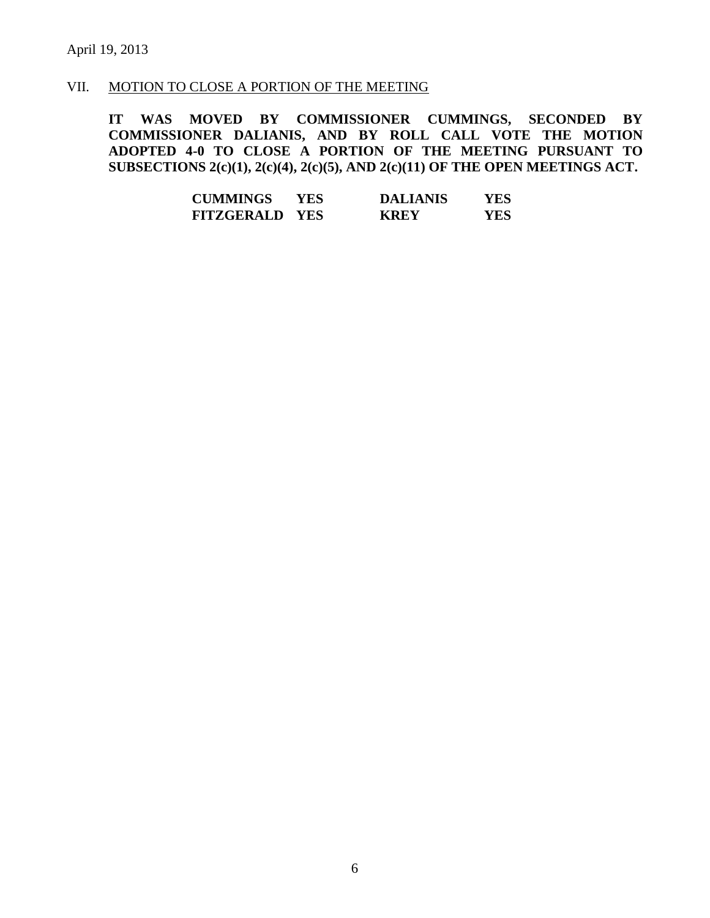## VII. MOTION TO CLOSE A PORTION OF THE MEETING

**IT WAS MOVED BY COMMISSIONER CUMMINGS, SECONDED BY COMMISSIONER DALIANIS, AND BY ROLL CALL VOTE THE MOTION ADOPTED 4-0 TO CLOSE A PORTION OF THE MEETING PURSUANT TO SUBSECTIONS 2(c)(1), 2(c)(4), 2(c)(5), AND 2(c)(11) OF THE OPEN MEETINGS ACT.**

| | | | |
|---|---|---|---|
| **CUMMINGS** | **YES** | **DALIANIS** | **YES** |
| **FITZGERALD** | **YES** | **KREY** | **YES** |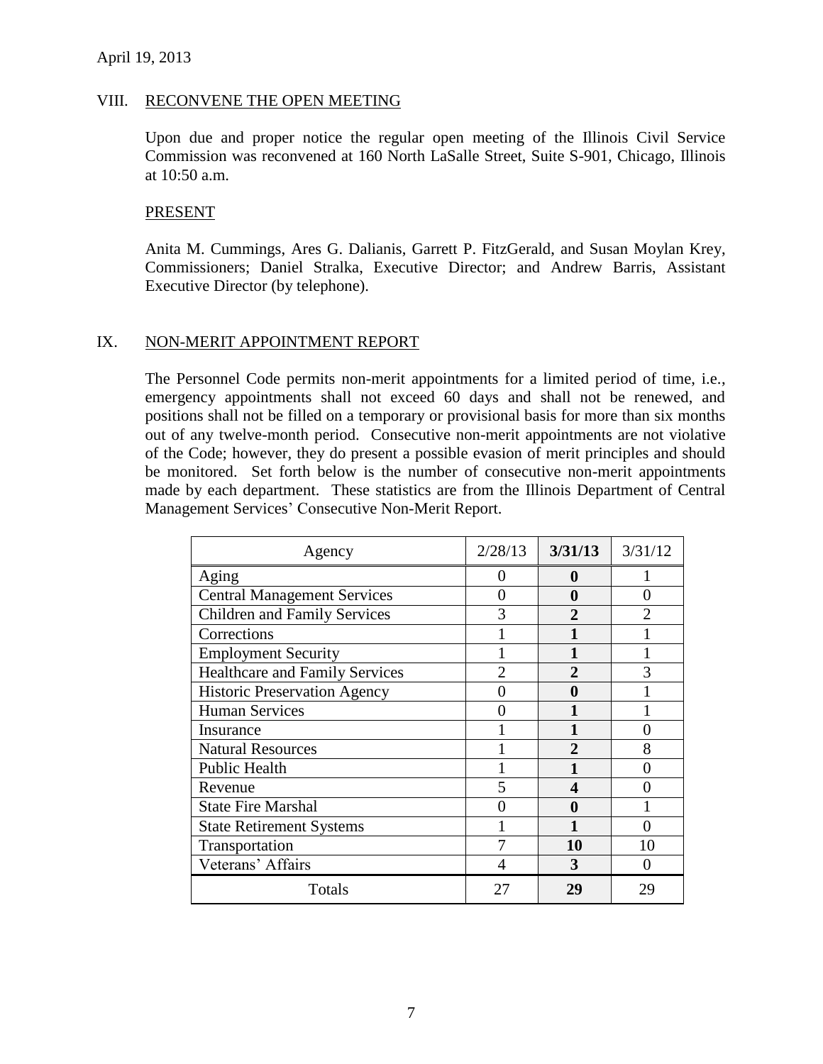April 19, 2013

## VIII. RECONVENE THE OPEN MEETING

Upon due and proper notice the regular open meeting of the Illinois Civil Service Commission was reconvened at 160 North LaSalle Street, Suite S-901, Chicago, Illinois at 10:50 a.m.

### PRESENT

Anita M. Cummings, Ares G. Dalianis, Garrett P. FitzGerald, and Susan Moylan Krey, Commissioners; Daniel Stralka, Executive Director; and Andrew Barris, Assistant Executive Director (by telephone).

## IX. NON-MERIT APPOINTMENT REPORT

The Personnel Code permits non-merit appointments for a limited period of time, i.e., emergency appointments shall not exceed 60 days and shall not be renewed, and positions shall not be filled on a temporary or provisional basis for more than six months out of any twelve-month period. Consecutive non-merit appointments are not violative of the Code; however, they do present a possible evasion of merit principles and should be monitored. Set forth below is the number of consecutive non-merit appointments made by each department. These statistics are from the Illinois Department of Central Management Services' Consecutive Non-Merit Report.

| Agency | 2/28/13 | **3/31/13** | 3/31/12 |
|---|---|---|---|
| Aging | 0 | **0** | 1 |
| Central Management Services | 0 | **0** | 0 |
| Children and Family Services | 3 | **2** | 2 |
| Corrections | 1 | **1** | 1 |
| Employment Security | 1 | **1** | 1 |
| Healthcare and Family Services | 2 | **2** | 3 |
| Historic Preservation Agency | 0 | **0** | 1 |
| Human Services | 0 | **1** | 1 |
| Insurance | 1 | **1** | 0 |
| Natural Resources | 1 | **2** | 8 |
| Public Health | 1 | **1** | 0 |
| Revenue | 5 | **4** | 0 |
| State Fire Marshal | 0 | **0** | 1 |
| State Retirement Systems | 1 | **1** | 0 |
| Transportation | 7 | **10** | 10 |
| Veterans' Affairs | 4 | **3** | 0 |
| Totals | 27 | **29** | 29 |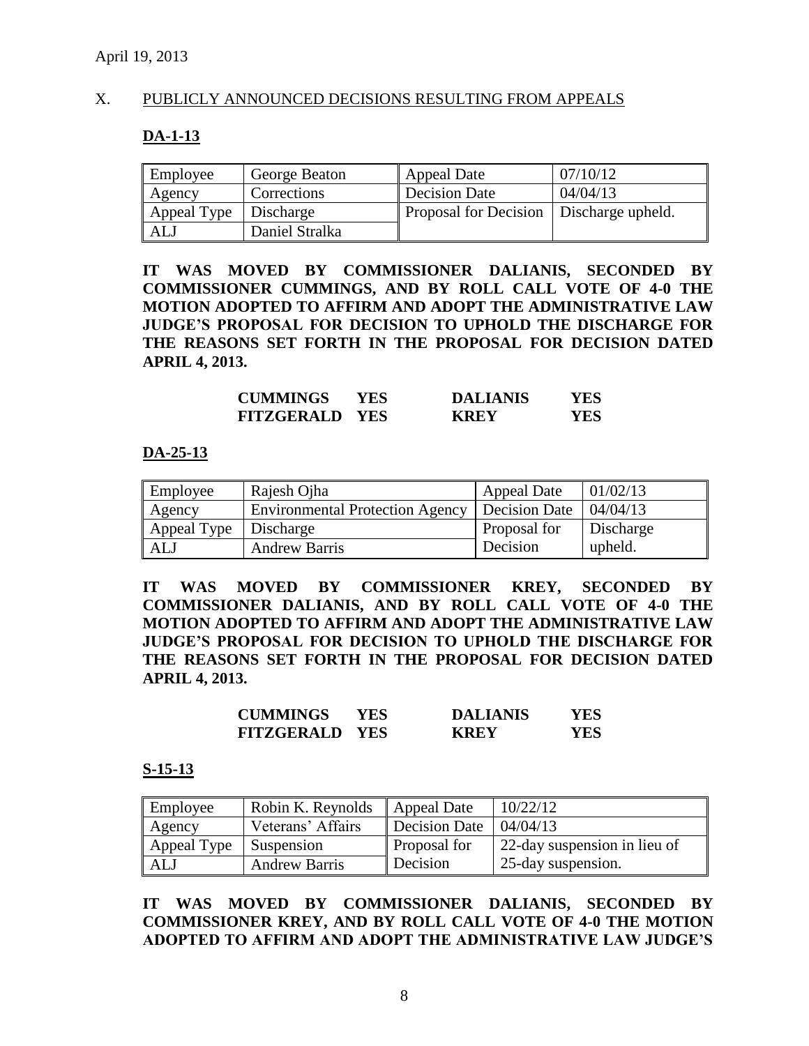April 19, 2013

## X. PUBLICLY ANNOUNCED DECISIONS RESULTING FROM APPEALS

### DA-1-13

| Employee | George Beaton | Appeal Date | 07/10/12 |
|---|---|---|---|
| Agency | Corrections | Decision Date | 04/04/13 |
| Appeal Type | Discharge | Proposal for Decision | Discharge upheld. |
| ALJ | Daniel Stralka | | |

**IT WAS MOVED BY COMMISSIONER DALIANIS, SECONDED BY COMMISSIONER CUMMINGS, AND BY ROLL CALL VOTE OF 4-0 THE MOTION ADOPTED TO AFFIRM AND ADOPT THE ADMINISTRATIVE LAW JUDGE'S PROPOSAL FOR DECISION TO UPHOLD THE DISCHARGE FOR THE REASONS SET FORTH IN THE PROPOSAL FOR DECISION DATED APRIL 4, 2013.**

| | | | |
|---|---|---|---|
| **CUMMINGS** | **YES** | **DALIANIS** | **YES** |
| **FITZGERALD** | **YES** | **KREY** | **YES** |

### DA-25-13

| Employee | Rajesh Ojha | Appeal Date | 01/02/13 |
|---|---|---|---|
| Agency | Environmental Protection Agency | Decision Date | 04/04/13 |
| Appeal Type | Discharge | Proposal for Decision | Discharge upheld. |
| ALJ | Andrew Barris | | |

**IT WAS MOVED BY COMMISSIONER KREY, SECONDED BY COMMISSIONER DALIANIS, AND BY ROLL CALL VOTE OF 4-0 THE MOTION ADOPTED TO AFFIRM AND ADOPT THE ADMINISTRATIVE LAW JUDGE'S PROPOSAL FOR DECISION TO UPHOLD THE DISCHARGE FOR THE REASONS SET FORTH IN THE PROPOSAL FOR DECISION DATED APRIL 4, 2013.**

| | | | |
|---|---|---|---|
| **CUMMINGS** | **YES** | **DALIANIS** | **YES** |
| **FITZGERALD** | **YES** | **KREY** | **YES** |

### S-15-13

| Employee | Robin K. Reynolds | Appeal Date | 10/22/12 |
|---|---|---|---|
| Agency | Veterans' Affairs | Decision Date | 04/04/13 |
| Appeal Type | Suspension | Proposal for Decision | 22-day suspension in lieu of 25-day suspension. |
| ALJ | Andrew Barris | | |

**IT WAS MOVED BY COMMISSIONER DALIANIS, SECONDED BY COMMISSIONER KREY, AND BY ROLL CALL VOTE OF 4-0 THE MOTION ADOPTED TO AFFIRM AND ADOPT THE ADMINISTRATIVE LAW JUDGE'S**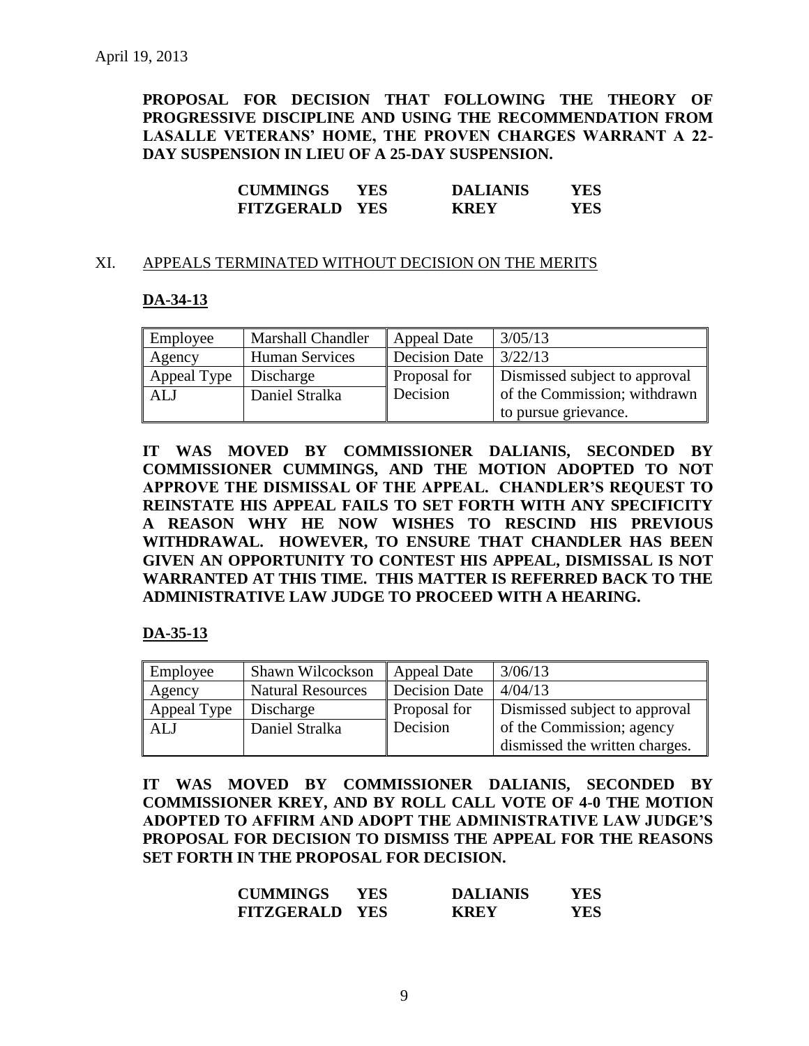April 19, 2013

**PROPOSAL FOR DECISION THAT FOLLOWING THE THEORY OF PROGRESSIVE DISCIPLINE AND USING THE RECOMMENDATION FROM LASALLE VETERANS' HOME, THE PROVEN CHARGES WARRANT A 22-DAY SUSPENSION IN LIEU OF A 25-DAY SUSPENSION.**

| | | | |
|---|---|---|---|
| **CUMMINGS** | **YES** | **DALIANIS** | **YES** |
| **FITZGERALD** | **YES** | **KREY** | **YES** |

## XI. APPEALS TERMINATED WITHOUT DECISION ON THE MERITS

### DA-34-13

| Employee | Marshall Chandler | Appeal Date | 3/05/13 |
|---|---|---|---|
| Agency | Human Services | Decision Date | 3/22/13 |
| Appeal Type | Discharge | Proposal for Decision | Dismissed subject to approval of the Commission; withdrawn to pursue grievance. |
| ALJ | Daniel Stralka | | |

**IT WAS MOVED BY COMMISSIONER DALIANIS, SECONDED BY COMMISSIONER CUMMINGS, AND THE MOTION ADOPTED TO NOT APPROVE THE DISMISSAL OF THE APPEAL. CHANDLER'S REQUEST TO REINSTATE HIS APPEAL FAILS TO SET FORTH WITH ANY SPECIFICITY A REASON WHY HE NOW WISHES TO RESCIND HIS PREVIOUS WITHDRAWAL. HOWEVER, TO ENSURE THAT CHANDLER HAS BEEN GIVEN AN OPPORTUNITY TO CONTEST HIS APPEAL, DISMISSAL IS NOT WARRANTED AT THIS TIME. THIS MATTER IS REFERRED BACK TO THE ADMINISTRATIVE LAW JUDGE TO PROCEED WITH A HEARING.**

### DA-35-13

| Employee | Shawn Wilcockson | Appeal Date | 3/06/13 |
|---|---|---|---|
| Agency | Natural Resources | Decision Date | 4/04/13 |
| Appeal Type | Discharge | Proposal for Decision | Dismissed subject to approval of the Commission; agency dismissed the written charges. |
| ALJ | Daniel Stralka | | |

**IT WAS MOVED BY COMMISSIONER DALIANIS, SECONDED BY COMMISSIONER KREY, AND BY ROLL CALL VOTE OF 4-0 THE MOTION ADOPTED TO AFFIRM AND ADOPT THE ADMINISTRATIVE LAW JUDGE'S PROPOSAL FOR DECISION TO DISMISS THE APPEAL FOR THE REASONS SET FORTH IN THE PROPOSAL FOR DECISION.**

| | | | |
|---|---|---|---|
| **CUMMINGS** | **YES** | **DALIANIS** | **YES** |
| **FITZGERALD** | **YES** | **KREY** | **YES** |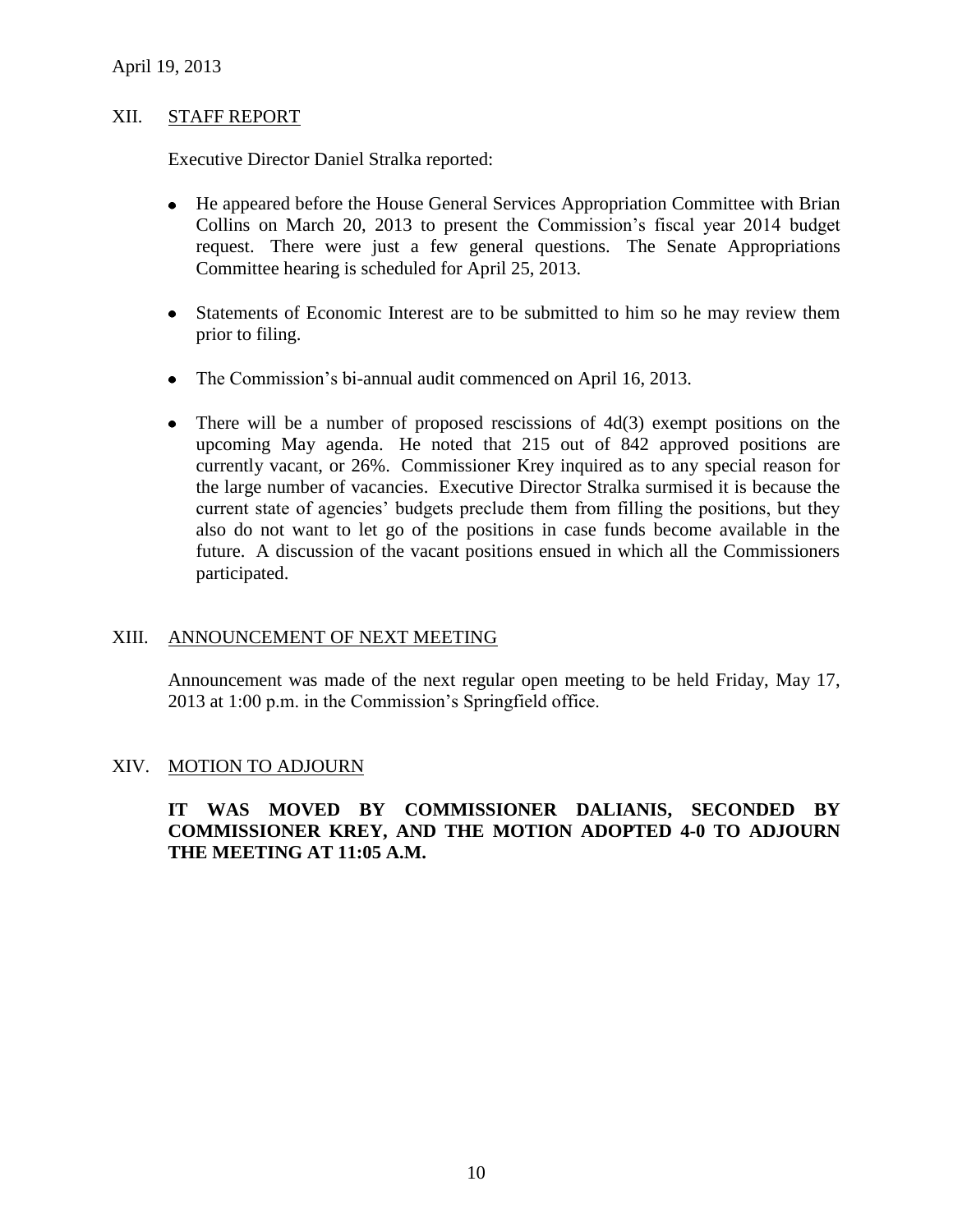April 19, 2013

## XII. STAFF REPORT

Executive Director Daniel Stralka reported:

- He appeared before the House General Services Appropriation Committee with Brian Collins on March 20, 2013 to present the Commission's fiscal year 2014 budget request. There were just a few general questions. The Senate Appropriations Committee hearing is scheduled for April 25, 2013.
- Statements of Economic Interest are to be submitted to him so he may review them prior to filing.
- The Commission's bi-annual audit commenced on April 16, 2013.
- There will be a number of proposed rescissions of 4d(3) exempt positions on the upcoming May agenda. He noted that 215 out of 842 approved positions are currently vacant, or 26%. Commissioner Krey inquired as to any special reason for the large number of vacancies. Executive Director Stralka surmised it is because the current state of agencies' budgets preclude them from filling the positions, but they also do not want to let go of the positions in case funds become available in the future. A discussion of the vacant positions ensued in which all the Commissioners participated.

## XIII. ANNOUNCEMENT OF NEXT MEETING

Announcement was made of the next regular open meeting to be held Friday, May 17, 2013 at 1:00 p.m. in the Commission's Springfield office.

## XIV. MOTION TO ADJOURN

**IT WAS MOVED BY COMMISSIONER DALIANIS, SECONDED BY COMMISSIONER KREY, AND THE MOTION ADOPTED 4-0 TO ADJOURN THE MEETING AT 11:05 A.M.**